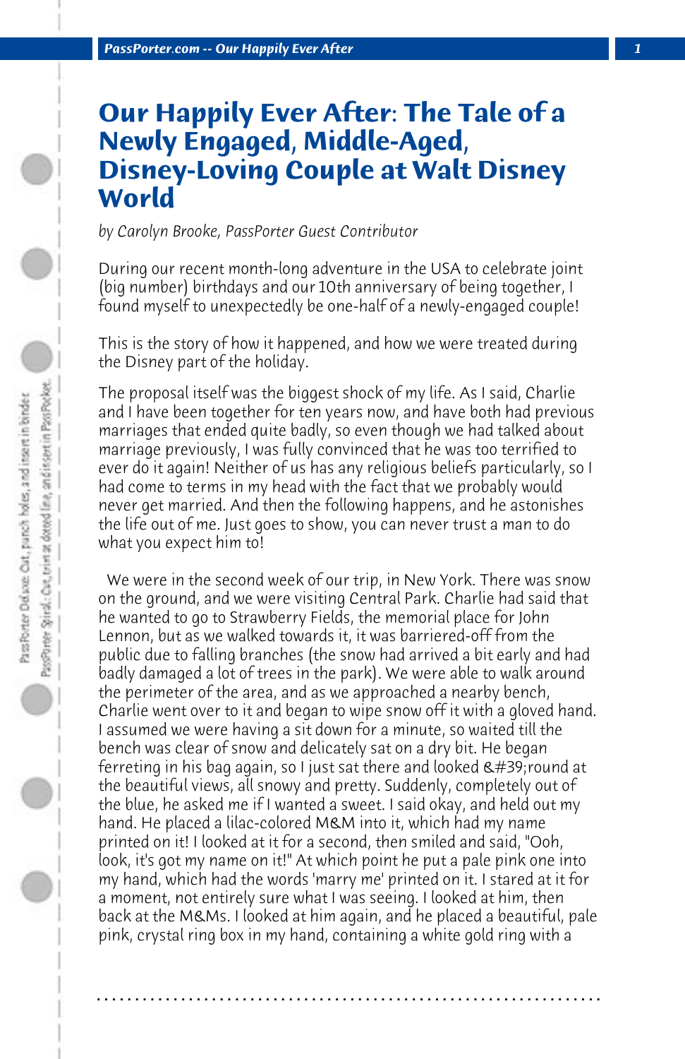# Our Happily Ever After: The Tale of a Newly Engaged, Middle-Aged, Disney-Loving Couple at Walt Disney World

*by Carolyn Brooke, PassPorter Guest Contributor*

During our recent month-long adventure in the USA to celebrate joint (big number) birthdays and our 10th anniversary of being together, I found myself to unexpectedly be one-half of a newly-engaged couple!

This is the story of how it happened, and how we were treated during the Disney part of the holiday.

The proposal itself was the biggest shock of my life. As I said, Charlie and I have been together for ten years now, and have both had previous marriages that ended quite badly, so even though we had talked about marriage previously, I was fully convinced that he was too terrified to ever do it again! Neither of us has any religious beliefs particularly, so I had come to terms in my head with the fact that we probably would never get married. And then the following happens, and he astonishes the life out of me. Just goes to show, you can never trust a man to do what you expect him to!

We were in the second week of our trip, in New York. There was snow on the ground, and we were visiting Central Park. Charlie had said that he wanted to go to Strawberry Fields, the memorial place for John Lennon, but as we walked towards it, it was barriered-off from the public due to falling branches (the snow had arrived a bit early and had badly damaged a lot of trees in the park). We were able to walk around the perimeter of the area, and as we approached a nearby bench, Charlie went over to it and began to wipe snow off it with a gloved hand. I assumed we were having a sit down for a minute, so waited till the bench was clear of snow and delicately sat on a dry bit. He began ferreting in his bag again, so I just sat there and looked &#39;round at the beautiful views, all snowy and pretty. Suddenly, completely out of the blue, he asked me if I wanted a sweet. I said okay, and held out my hand. He placed a lilac-colored M&M into it, which had my name printed on it! I looked at it for a second, then smiled and said, "Ooh, look, it's got my name on it!" At which point he put a pale pink one into my hand, which had the words 'marry me' printed on it. I stared at it for a moment, not entirely sure what I was seeing. I looked at him, then back at the M&Ms. I looked at him again, and he placed a beautiful, pale pink, crystal ring box in my hand, containing a white gold ring with a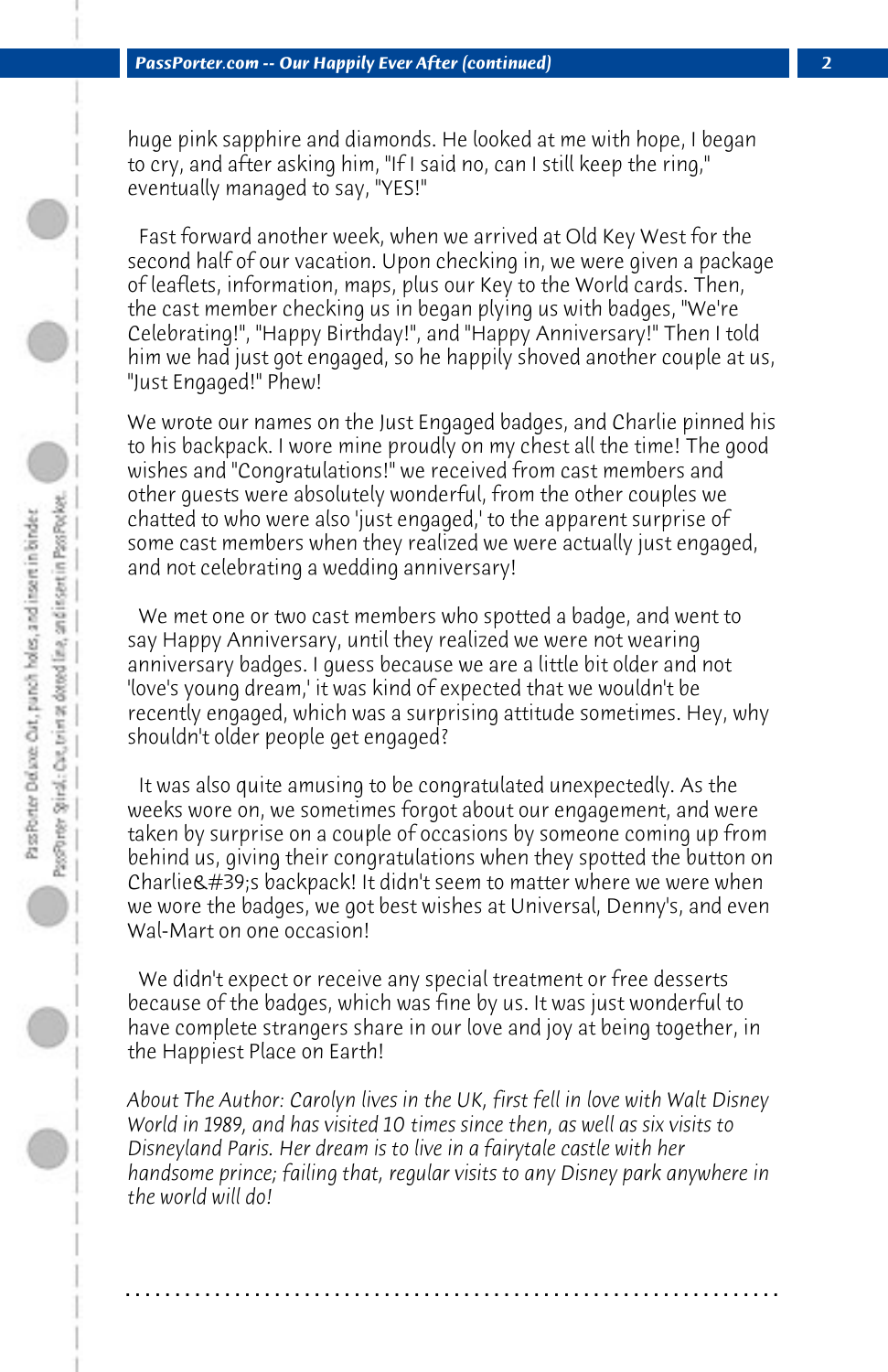huge pink sapphire and diamonds. He looked at me with hope, I began to cry, and after asking him, "If I said no, can I still keep the ring," eventually managed to say, "YES!"

Fast forward another week, when we arrived at Old Key West for the second half of our vacation. Upon checking in, we were given a package of leaflets, information, maps, plus our Key to the World cards. Then, the cast member checking us in began plying us with badges, "We're Celebrating!", "Happy Birthday!", and "Happy Anniversary!" Then I told him we had just got engaged, so he happily shoved another couple at us, "Just Engaged!" Phew!

We wrote our names on the Just Engaged badges, and Charlie pinned his to his backpack. I wore mine proudly on my chest all the time! The good wishes and "Congratulations!" we received from cast members and other guests were absolutely wonderful, from the other couples we chatted to who were also 'just engaged,' to the apparent surprise of some cast members when they realized we were actually just engaged, and not celebrating a wedding anniversary!

We met one or two cast members who spotted a badge, and went to say Happy Anniversary, until they realized we were not wearing anniversary badges. I guess because we are a little bit older and not 'love's young dream,' it was kind of expected that we wouldn't be recently engaged, which was a surprising attitude sometimes. Hey, why shouldn't older people get engaged?

It was also quite amusing to be congratulated unexpectedly. As the weeks wore on, we sometimes forgot about our engagement, and were taken by surprise on a couple of occasions by someone coming up from behind us, giving their congratulations when they spotted the button on Charlie&#39;s backpack! It didn't seem to matter where we were when we wore the badges, we got best wishes at Universal, Denny's, and even Wal-Mart on one occasion!

We didn't expect or receive any special treatment or free desserts because of the badges, which was fine by us. It was just wonderful to have complete strangers share in our love and joy at being together, in the Happiest Place on Earth!

*About The Author: Carolyn lives in the UK, first fell in love with Walt Disney World in 1989, and has visited 10 times since then, as well as six visits to Disneyland Paris. Her dream is to live in a fairytale castle with her handsome prince; failing that, regular visits to any Disney park anywhere in the world will do!*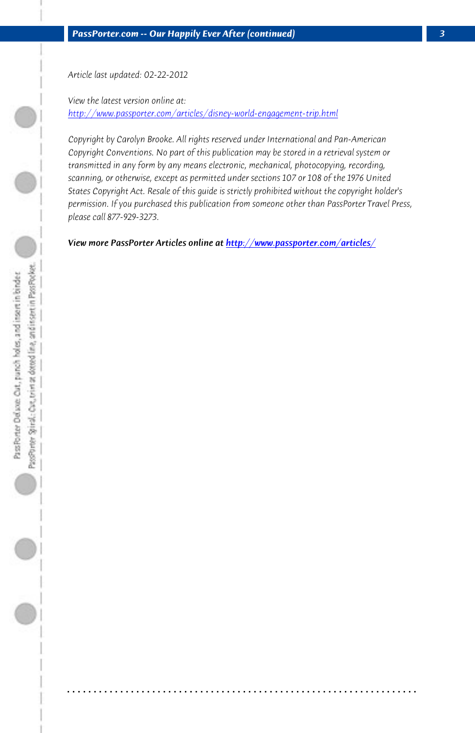*Article last updated: 02-22-2012*

*View the latest version online at:*
*http://www.passporter.com/articles/disney-world-engagement-trip.html*

*Copyright by Carolyn Brooke. All rights reserved under International and Pan-American Copyright Conventions. No part of this publication may be stored in a retrieval system or transmitted in any form by any means electronic, mechanical, photocopying, recording, scanning, or otherwise, except as permitted under sections 107 or 108 of the 1976 United States Copyright Act. Resale of this guide is strictly prohibited without the copyright holder's permission. If you purchased this publication from someone other than PassPorter Travel Press, please call 877-929-3273.*

***View more PassPorter Articles online at http://www.passporter.com/articles/***